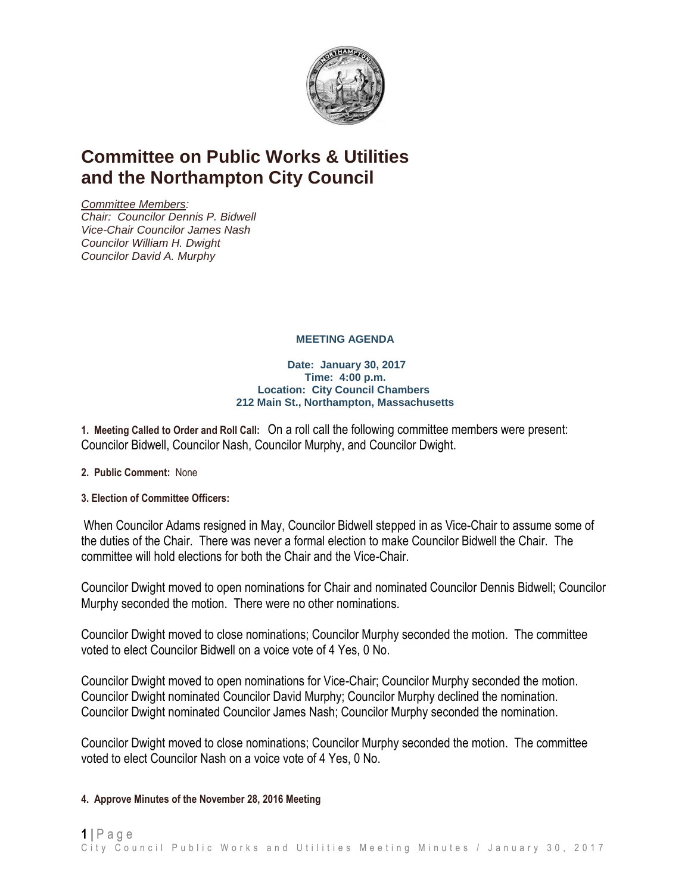# Committee on Public Works & Utilities and the Northampton City Council

*Committee Members:*
*Chair: Councilor Dennis P. Bidwell*
*Vice-Chair Councilor James Nash*
*Councilor William H. Dwight*
*Councilor David A. Murphy*

**MEETING AGENDA**

**Date: January 30, 2017**
**Time: 4:00 p.m.**
**Location: City Council Chambers**
**212 Main St., Northampton, Massachusetts**

**1. Meeting Called to Order and Roll Call:** On a roll call the following committee members were present: Councilor Bidwell, Councilor Nash, Councilor Murphy, and Councilor Dwight.

**2. Public Comment:** None

**3. Election of Committee Officers:**

When Councilor Adams resigned in May, Councilor Bidwell stepped in as Vice-Chair to assume some of the duties of the Chair. There was never a formal election to make Councilor Bidwell the Chair. The committee will hold elections for both the Chair and the Vice-Chair.

Councilor Dwight moved to open nominations for Chair and nominated Councilor Dennis Bidwell; Councilor Murphy seconded the motion. There were no other nominations.

Councilor Dwight moved to close nominations; Councilor Murphy seconded the motion. The committee voted to elect Councilor Bidwell on a voice vote of 4 Yes, 0 No.

Councilor Dwight moved to open nominations for Vice-Chair; Councilor Murphy seconded the motion. Councilor Dwight nominated Councilor David Murphy; Councilor Murphy declined the nomination. Councilor Dwight nominated Councilor James Nash; Councilor Murphy seconded the nomination.

Councilor Dwight moved to close nominations; Councilor Murphy seconded the motion. The committee voted to elect Councilor Nash on a voice vote of 4 Yes, 0 No.

**4. Approve Minutes of the November 28, 2016 Meeting**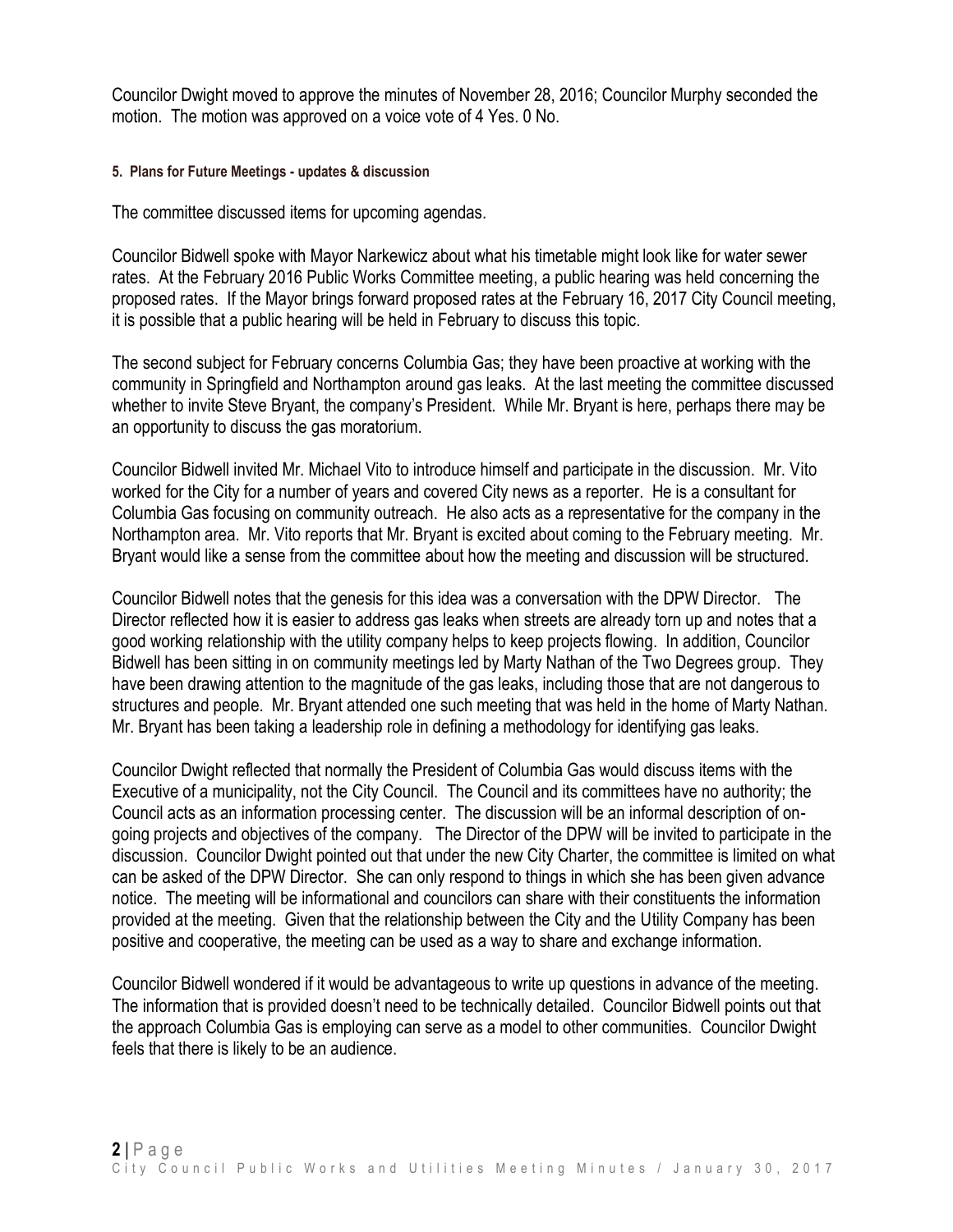Councilor Dwight moved to approve the minutes of November 28, 2016; Councilor Murphy seconded the motion. The motion was approved on a voice vote of 4 Yes. 0 No.

#### 5. Plans for Future Meetings - updates & discussion

The committee discussed items for upcoming agendas.

Councilor Bidwell spoke with Mayor Narkewicz about what his timetable might look like for water sewer rates. At the February 2016 Public Works Committee meeting, a public hearing was held concerning the proposed rates. If the Mayor brings forward proposed rates at the February 16, 2017 City Council meeting, it is possible that a public hearing will be held in February to discuss this topic.

The second subject for February concerns Columbia Gas; they have been proactive at working with the community in Springfield and Northampton around gas leaks. At the last meeting the committee discussed whether to invite Steve Bryant, the company's President. While Mr. Bryant is here, perhaps there may be an opportunity to discuss the gas moratorium.

Councilor Bidwell invited Mr. Michael Vito to introduce himself and participate in the discussion. Mr. Vito worked for the City for a number of years and covered City news as a reporter. He is a consultant for Columbia Gas focusing on community outreach. He also acts as a representative for the company in the Northampton area. Mr. Vito reports that Mr. Bryant is excited about coming to the February meeting. Mr. Bryant would like a sense from the committee about how the meeting and discussion will be structured.

Councilor Bidwell notes that the genesis for this idea was a conversation with the DPW Director. The Director reflected how it is easier to address gas leaks when streets are already torn up and notes that a good working relationship with the utility company helps to keep projects flowing. In addition, Councilor Bidwell has been sitting in on community meetings led by Marty Nathan of the Two Degrees group. They have been drawing attention to the magnitude of the gas leaks, including those that are not dangerous to structures and people. Mr. Bryant attended one such meeting that was held in the home of Marty Nathan. Mr. Bryant has been taking a leadership role in defining a methodology for identifying gas leaks.

Councilor Dwight reflected that normally the President of Columbia Gas would discuss items with the Executive of a municipality, not the City Council. The Council and its committees have no authority; the Council acts as an information processing center. The discussion will be an informal description of on-going projects and objectives of the company. The Director of the DPW will be invited to participate in the discussion. Councilor Dwight pointed out that under the new City Charter, the committee is limited on what can be asked of the DPW Director. She can only respond to things in which she has been given advance notice. The meeting will be informational and councilors can share with their constituents the information provided at the meeting. Given that the relationship between the City and the Utility Company has been positive and cooperative, the meeting can be used as a way to share and exchange information.

Councilor Bidwell wondered if it would be advantageous to write up questions in advance of the meeting. The information that is provided doesn't need to be technically detailed. Councilor Bidwell points out that the approach Columbia Gas is employing can serve as a model to other communities. Councilor Dwight feels that there is likely to be an audience.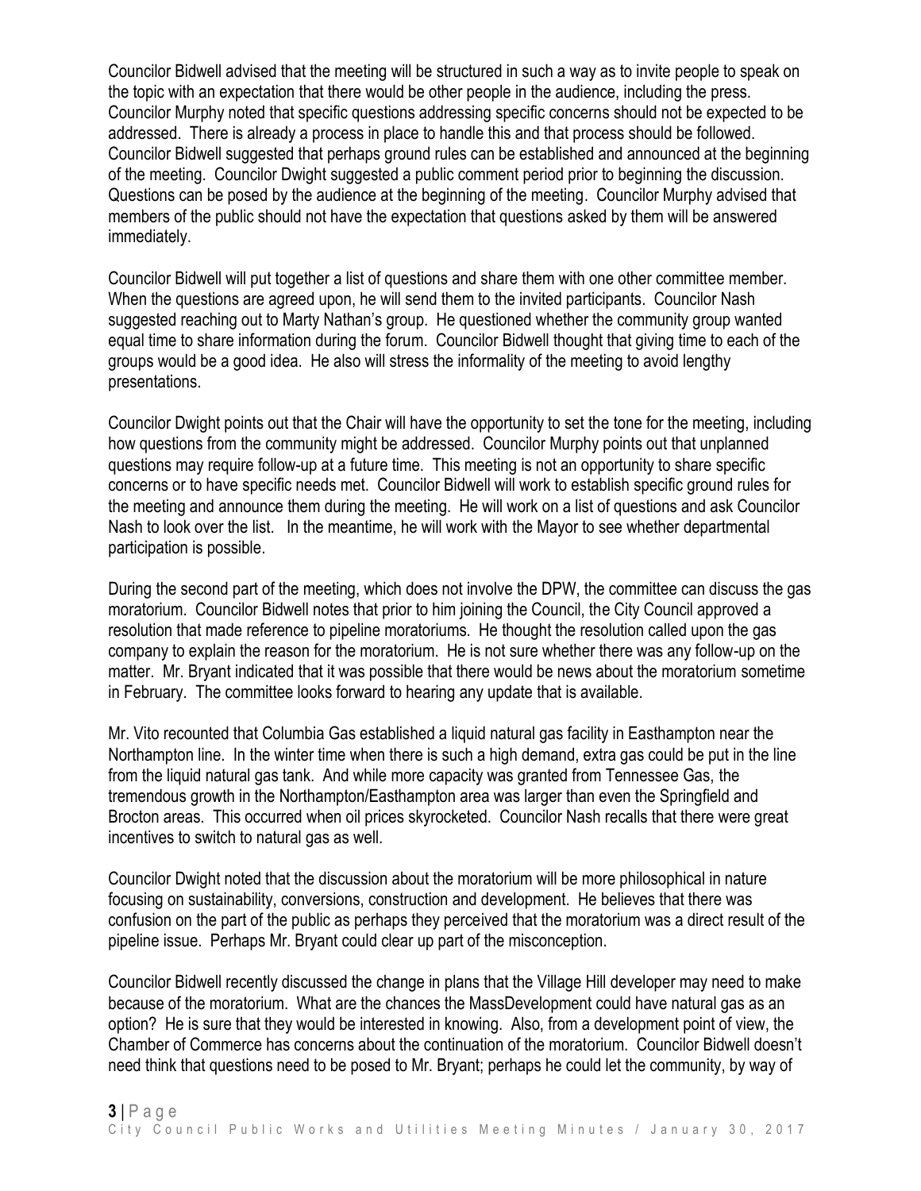Councilor Bidwell advised that the meeting will be structured in such a way as to invite people to speak on the topic with an expectation that there would be other people in the audience, including the press. Councilor Murphy noted that specific questions addressing specific concerns should not be expected to be addressed. There is already a process in place to handle this and that process should be followed. Councilor Bidwell suggested that perhaps ground rules can be established and announced at the beginning of the meeting. Councilor Dwight suggested a public comment period prior to beginning the discussion. Questions can be posed by the audience at the beginning of the meeting. Councilor Murphy advised that members of the public should not have the expectation that questions asked by them will be answered immediately.

Councilor Bidwell will put together a list of questions and share them with one other committee member. When the questions are agreed upon, he will send them to the invited participants. Councilor Nash suggested reaching out to Marty Nathan's group. He questioned whether the community group wanted equal time to share information during the forum. Councilor Bidwell thought that giving time to each of the groups would be a good idea. He also will stress the informality of the meeting to avoid lengthy presentations.

Councilor Dwight points out that the Chair will have the opportunity to set the tone for the meeting, including how questions from the community might be addressed. Councilor Murphy points out that unplanned questions may require follow-up at a future time. This meeting is not an opportunity to share specific concerns or to have specific needs met. Councilor Bidwell will work to establish specific ground rules for the meeting and announce them during the meeting. He will work on a list of questions and ask Councilor Nash to look over the list. In the meantime, he will work with the Mayor to see whether departmental participation is possible.

During the second part of the meeting, which does not involve the DPW, the committee can discuss the gas moratorium. Councilor Bidwell notes that prior to him joining the Council, the City Council approved a resolution that made reference to pipeline moratoriums. He thought the resolution called upon the gas company to explain the reason for the moratorium. He is not sure whether there was any follow-up on the matter. Mr. Bryant indicated that it was possible that there would be news about the moratorium sometime in February. The committee looks forward to hearing any update that is available.

Mr. Vito recounted that Columbia Gas established a liquid natural gas facility in Easthampton near the Northampton line. In the winter time when there is such a high demand, extra gas could be put in the line from the liquid natural gas tank. And while more capacity was granted from Tennessee Gas, the tremendous growth in the Northampton/Easthampton area was larger than even the Springfield and Brocton areas. This occurred when oil prices skyrocketed. Councilor Nash recalls that there were great incentives to switch to natural gas as well.

Councilor Dwight noted that the discussion about the moratorium will be more philosophical in nature focusing on sustainability, conversions, construction and development. He believes that there was confusion on the part of the public as perhaps they perceived that the moratorium was a direct result of the pipeline issue. Perhaps Mr. Bryant could clear up part of the misconception.

Councilor Bidwell recently discussed the change in plans that the Village Hill developer may need to make because of the moratorium. What are the chances the MassDevelopment could have natural gas as an option? He is sure that they would be interested in knowing. Also, from a development point of view, the Chamber of Commerce has concerns about the continuation of the moratorium. Councilor Bidwell doesn't need think that questions need to be posed to Mr. Bryant; perhaps he could let the community, by way of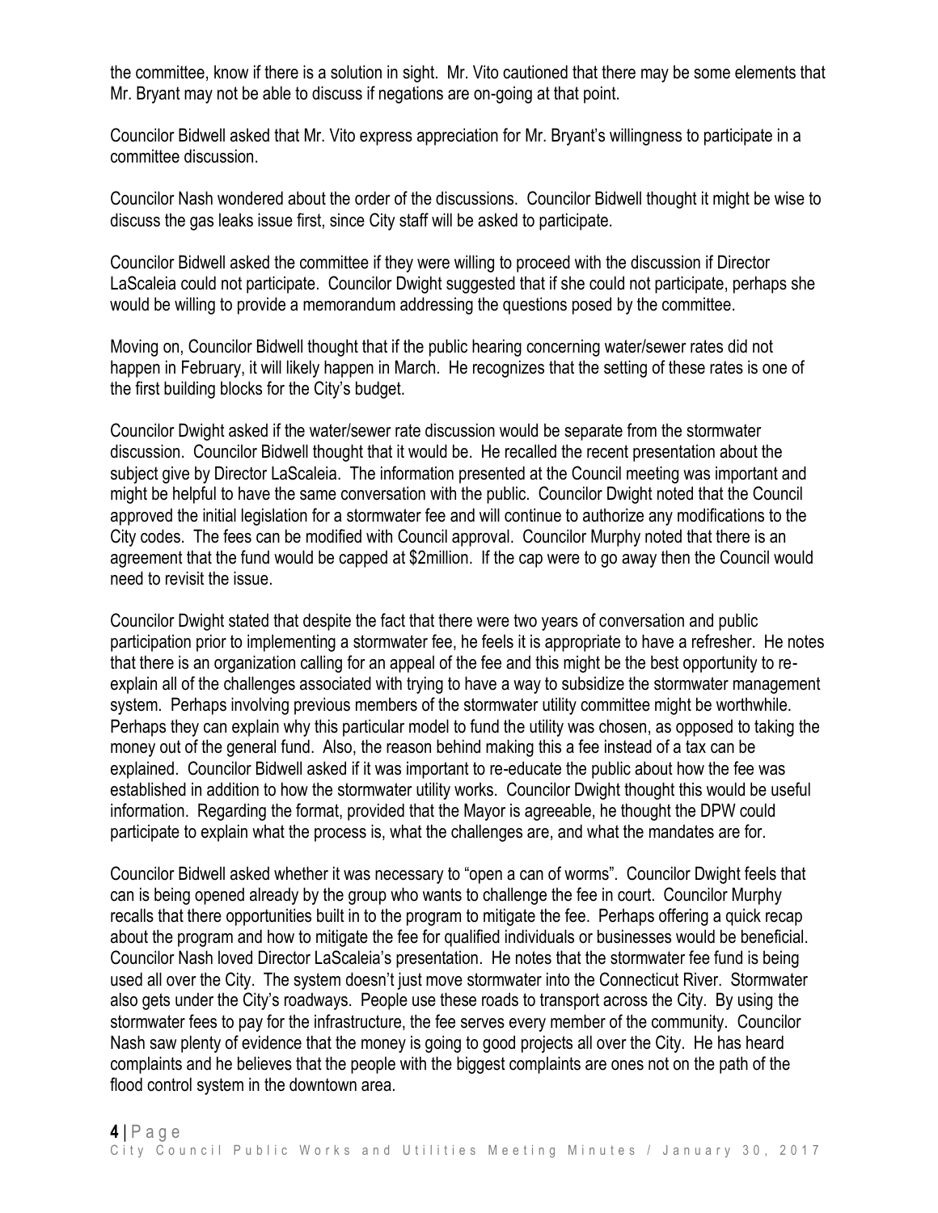the committee, know if there is a solution in sight. Mr. Vito cautioned that there may be some elements that Mr. Bryant may not be able to discuss if negations are on-going at that point.

Councilor Bidwell asked that Mr. Vito express appreciation for Mr. Bryant's willingness to participate in a committee discussion.

Councilor Nash wondered about the order of the discussions. Councilor Bidwell thought it might be wise to discuss the gas leaks issue first, since City staff will be asked to participate.

Councilor Bidwell asked the committee if they were willing to proceed with the discussion if Director LaScaleia could not participate. Councilor Dwight suggested that if she could not participate, perhaps she would be willing to provide a memorandum addressing the questions posed by the committee.

Moving on, Councilor Bidwell thought that if the public hearing concerning water/sewer rates did not happen in February, it will likely happen in March. He recognizes that the setting of these rates is one of the first building blocks for the City's budget.

Councilor Dwight asked if the water/sewer rate discussion would be separate from the stormwater discussion. Councilor Bidwell thought that it would be. He recalled the recent presentation about the subject give by Director LaScaleia. The information presented at the Council meeting was important and might be helpful to have the same conversation with the public. Councilor Dwight noted that the Council approved the initial legislation for a stormwater fee and will continue to authorize any modifications to the City codes. The fees can be modified with Council approval. Councilor Murphy noted that there is an agreement that the fund would be capped at $2million. If the cap were to go away then the Council would need to revisit the issue.

Councilor Dwight stated that despite the fact that there were two years of conversation and public participation prior to implementing a stormwater fee, he feels it is appropriate to have a refresher. He notes that there is an organization calling for an appeal of the fee and this might be the best opportunity to re-explain all of the challenges associated with trying to have a way to subsidize the stormwater management system. Perhaps involving previous members of the stormwater utility committee might be worthwhile. Perhaps they can explain why this particular model to fund the utility was chosen, as opposed to taking the money out of the general fund. Also, the reason behind making this a fee instead of a tax can be explained. Councilor Bidwell asked if it was important to re-educate the public about how the fee was established in addition to how the stormwater utility works. Councilor Dwight thought this would be useful information. Regarding the format, provided that the Mayor is agreeable, he thought the DPW could participate to explain what the process is, what the challenges are, and what the mandates are for.

Councilor Bidwell asked whether it was necessary to "open a can of worms". Councilor Dwight feels that can is being opened already by the group who wants to challenge the fee in court. Councilor Murphy recalls that there opportunities built in to the program to mitigate the fee. Perhaps offering a quick recap about the program and how to mitigate the fee for qualified individuals or businesses would be beneficial. Councilor Nash loved Director LaScaleia's presentation. He notes that the stormwater fee fund is being used all over the City. The system doesn't just move stormwater into the Connecticut River. Stormwater also gets under the City's roadways. People use these roads to transport across the City. By using the stormwater fees to pay for the infrastructure, the fee serves every member of the community. Councilor Nash saw plenty of evidence that the money is going to good projects all over the City. He has heard complaints and he believes that the people with the biggest complaints are ones not on the path of the flood control system in the downtown area.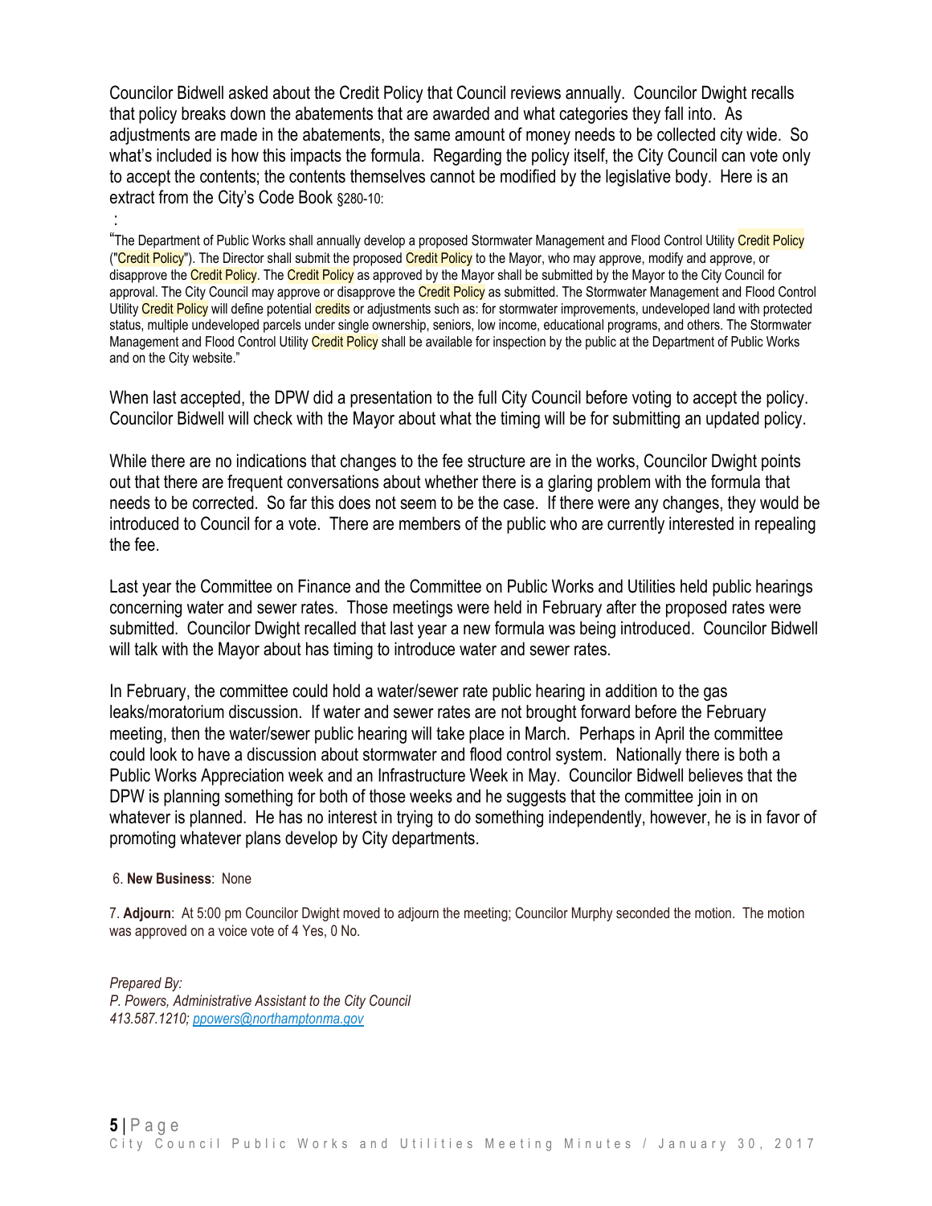Councilor Bidwell asked about the Credit Policy that Council reviews annually. Councilor Dwight recalls that policy breaks down the abatements that are awarded and what categories they fall into. As adjustments are made in the abatements, the same amount of money needs to be collected city wide. So what's included is how this impacts the formula. Regarding the policy itself, the City Council can vote only to accept the contents; the contents themselves cannot be modified by the legislative body. Here is an extract from the City's Code Book §280-10:

:

"The Department of Public Works shall annually develop a proposed Stormwater Management and Flood Control Utility Credit Policy ("Credit Policy"). The Director shall submit the proposed Credit Policy to the Mayor, who may approve, modify and approve, or disapprove the Credit Policy. The Credit Policy as approved by the Mayor shall be submitted by the Mayor to the City Council for approval. The City Council may approve or disapprove the Credit Policy as submitted. The Stormwater Management and Flood Control Utility Credit Policy will define potential credits or adjustments such as: for stormwater improvements, undeveloped land with protected status, multiple undeveloped parcels under single ownership, seniors, low income, educational programs, and others. The Stormwater Management and Flood Control Utility Credit Policy shall be available for inspection by the public at the Department of Public Works and on the City website."

When last accepted, the DPW did a presentation to the full City Council before voting to accept the policy. Councilor Bidwell will check with the Mayor about what the timing will be for submitting an updated policy.

While there are no indications that changes to the fee structure are in the works, Councilor Dwight points out that there are frequent conversations about whether there is a glaring problem with the formula that needs to be corrected. So far this does not seem to be the case. If there were any changes, they would be introduced to Council for a vote. There are members of the public who are currently interested in repealing the fee.

Last year the Committee on Finance and the Committee on Public Works and Utilities held public hearings concerning water and sewer rates. Those meetings were held in February after the proposed rates were submitted. Councilor Dwight recalled that last year a new formula was being introduced. Councilor Bidwell will talk with the Mayor about has timing to introduce water and sewer rates.

In February, the committee could hold a water/sewer rate public hearing in addition to the gas leaks/moratorium discussion. If water and sewer rates are not brought forward before the February meeting, then the water/sewer public hearing will take place in March. Perhaps in April the committee could look to have a discussion about stormwater and flood control system. Nationally there is both a Public Works Appreciation week and an Infrastructure Week in May. Councilor Bidwell believes that the DPW is planning something for both of those weeks and he suggests that the committee join in on whatever is planned. He has no interest in trying to do something independently, however, he is in favor of promoting whatever plans develop by City departments.

6. **New Business**: None

7. **Adjourn**: At 5:00 pm Councilor Dwight moved to adjourn the meeting; Councilor Murphy seconded the motion. The motion was approved on a voice vote of 4 Yes, 0 No.

*Prepared By:*
*P. Powers, Administrative Assistant to the City Council*
*413.587.1210; ppowers@northamptonma.gov*